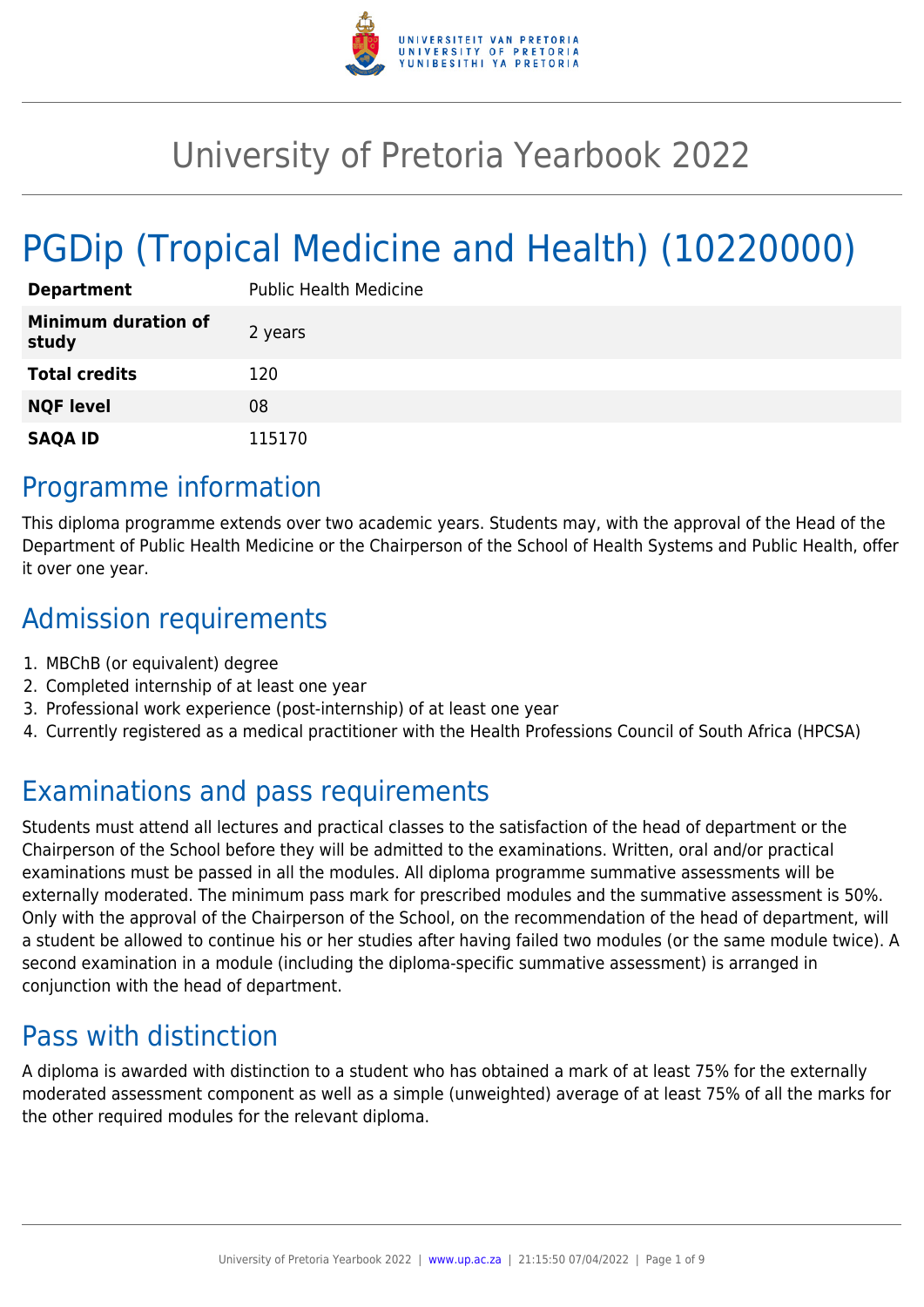# University of Pretoria Yearbook 2022

# PGDip (Tropical Medicine and Health) (10220000)

| | |
|---|---|
| **Department** | Public Health Medicine |
| **Minimum duration of study** | 2 years |
| **Total credits** | 120 |
| **NQF level** | 08 |
| **SAQA ID** | 115170 |

## Programme information

This diploma programme extends over two academic years. Students may, with the approval of the Head of the Department of Public Health Medicine or the Chairperson of the School of Health Systems and Public Health, offer it over one year.

## Admission requirements

1. MBChB (or equivalent) degree
2. Completed internship of at least one year
3. Professional work experience (post-internship) of at least one year
4. Currently registered as a medical practitioner with the Health Professions Council of South Africa (HPCSA)

## Examinations and pass requirements

Students must attend all lectures and practical classes to the satisfaction of the head of department or the Chairperson of the School before they will be admitted to the examinations. Written, oral and/or practical examinations must be passed in all the modules. All diploma programme summative assessments will be externally moderated. The minimum pass mark for prescribed modules and the summative assessment is 50%. Only with the approval of the Chairperson of the School, on the recommendation of the head of department, will a student be allowed to continue his or her studies after having failed two modules (or the same module twice). A second examination in a module (including the diploma-specific summative assessment) is arranged in conjunction with the head of department.

## Pass with distinction

A diploma is awarded with distinction to a student who has obtained a mark of at least 75% for the externally moderated assessment component as well as a simple (unweighted) average of at least 75% of all the marks for the other required modules for the relevant diploma.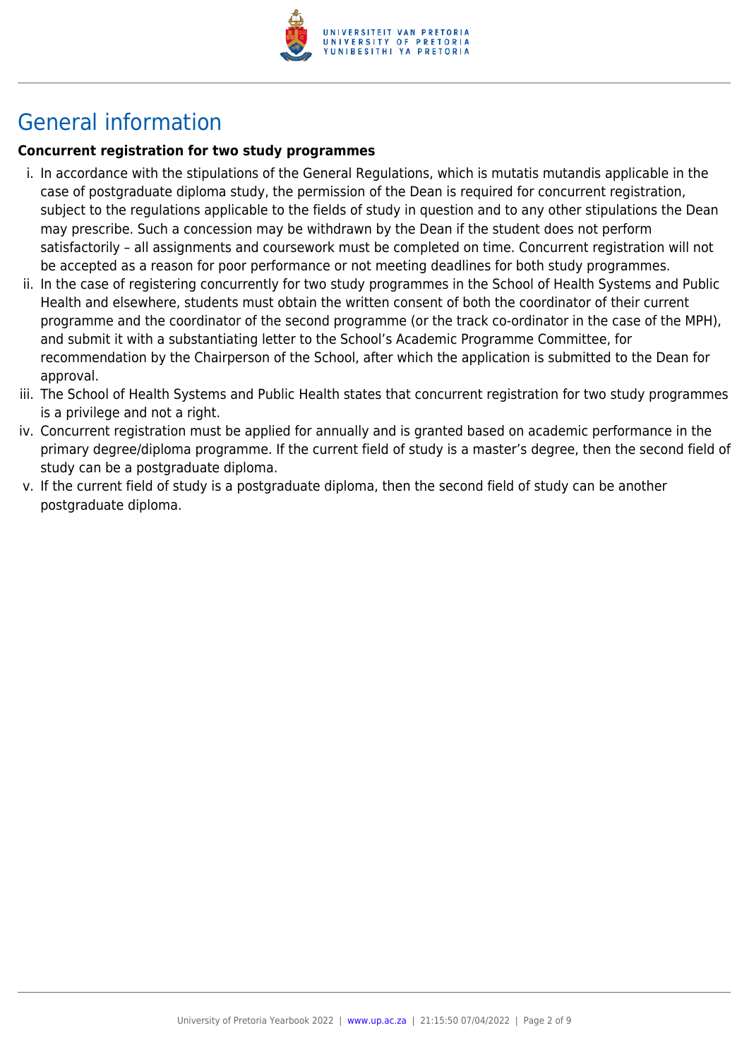# General information

**Concurrent registration for two study programmes**

i. In accordance with the stipulations of the General Regulations, which is mutatis mutandis applicable in the case of postgraduate diploma study, the permission of the Dean is required for concurrent registration, subject to the regulations applicable to the fields of study in question and to any other stipulations the Dean may prescribe. Such a concession may be withdrawn by the Dean if the student does not perform satisfactorily – all assignments and coursework must be completed on time. Concurrent registration will not be accepted as a reason for poor performance or not meeting deadlines for both study programmes.

ii. In the case of registering concurrently for two study programmes in the School of Health Systems and Public Health and elsewhere, students must obtain the written consent of both the coordinator of their current programme and the coordinator of the second programme (or the track co-ordinator in the case of the MPH), and submit it with a substantiating letter to the School's Academic Programme Committee, for recommendation by the Chairperson of the School, after which the application is submitted to the Dean for approval.

iii. The School of Health Systems and Public Health states that concurrent registration for two study programmes is a privilege and not a right.

iv. Concurrent registration must be applied for annually and is granted based on academic performance in the primary degree/diploma programme. If the current field of study is a master's degree, then the second field of study can be a postgraduate diploma.

v. If the current field of study is a postgraduate diploma, then the second field of study can be another postgraduate diploma.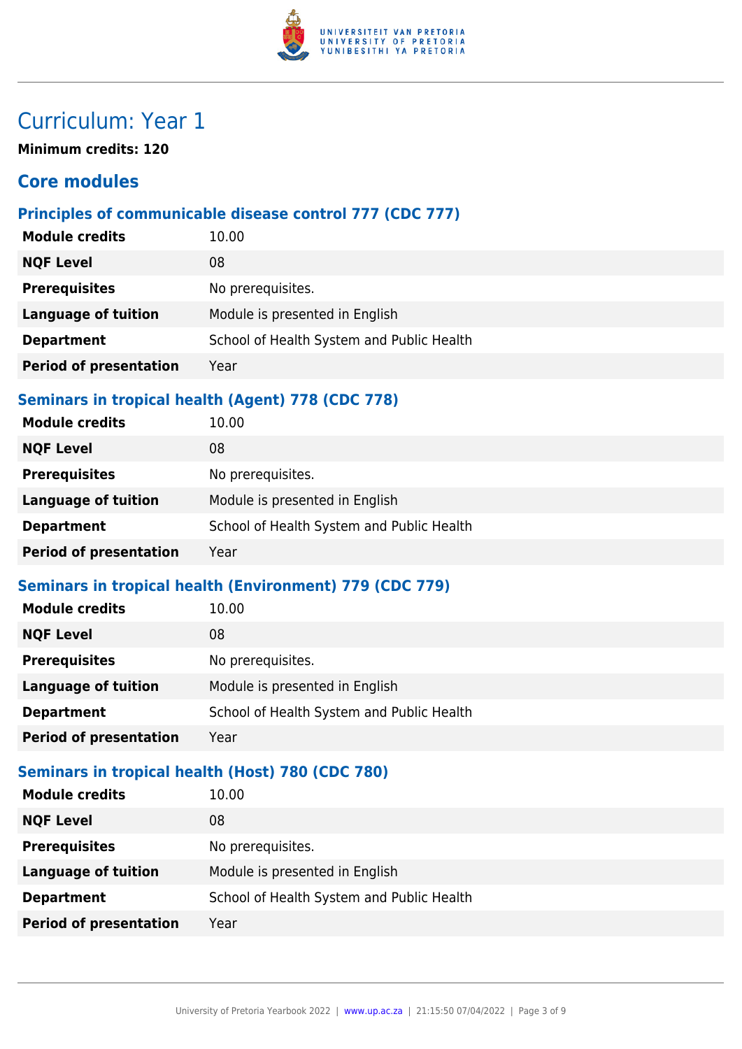# Curriculum: Year 1

**Minimum credits: 120**

## Core modules

### Principles of communicable disease control 777 (CDC 777)

| | |
|---|---|
| **Module credits** | 10.00 |
| **NQF Level** | 08 |
| **Prerequisites** | No prerequisites. |
| **Language of tuition** | Module is presented in English |
| **Department** | School of Health System and Public Health |
| **Period of presentation** | Year |

### Seminars in tropical health (Agent) 778 (CDC 778)

| | |
|---|---|
| **Module credits** | 10.00 |
| **NQF Level** | 08 |
| **Prerequisites** | No prerequisites. |
| **Language of tuition** | Module is presented in English |
| **Department** | School of Health System and Public Health |
| **Period of presentation** | Year |

### Seminars in tropical health (Environment) 779 (CDC 779)

| | |
|---|---|
| **Module credits** | 10.00 |
| **NQF Level** | 08 |
| **Prerequisites** | No prerequisites. |
| **Language of tuition** | Module is presented in English |
| **Department** | School of Health System and Public Health |
| **Period of presentation** | Year |

### Seminars in tropical health (Host) 780 (CDC 780)

| | |
|---|---|
| **Module credits** | 10.00 |
| **NQF Level** | 08 |
| **Prerequisites** | No prerequisites. |
| **Language of tuition** | Module is presented in English |
| **Department** | School of Health System and Public Health |
| **Period of presentation** | Year |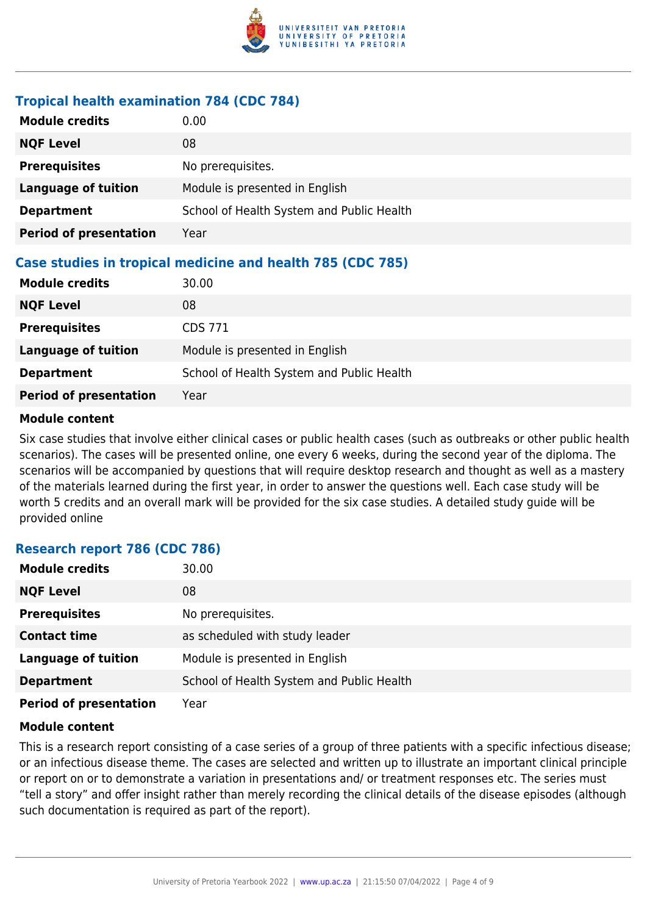### Tropical health examination 784 (CDC 784)

| | |
|---|---|
| **Module credits** | 0.00 |
| **NQF Level** | 08 |
| **Prerequisites** | No prerequisites. |
| **Language of tuition** | Module is presented in English |
| **Department** | School of Health System and Public Health |
| **Period of presentation** | Year |

### Case studies in tropical medicine and health 785 (CDC 785)

| | |
|---|---|
| **Module credits** | 30.00 |
| **NQF Level** | 08 |
| **Prerequisites** | CDS 771 |
| **Language of tuition** | Module is presented in English |
| **Department** | School of Health System and Public Health |
| **Period of presentation** | Year |

**Module content**

Six case studies that involve either clinical cases or public health cases (such as outbreaks or other public health scenarios). The cases will be presented online, one every 6 weeks, during the second year of the diploma. The scenarios will be accompanied by questions that will require desktop research and thought as well as a mastery of the materials learned during the first year, in order to answer the questions well. Each case study will be worth 5 credits and an overall mark will be provided for the six case studies. A detailed study guide will be provided online

### Research report 786 (CDC 786)

| | |
|---|---|
| **Module credits** | 30.00 |
| **NQF Level** | 08 |
| **Prerequisites** | No prerequisites. |
| **Contact time** | as scheduled with study leader |
| **Language of tuition** | Module is presented in English |
| **Department** | School of Health System and Public Health |
| **Period of presentation** | Year |

**Module content**

This is a research report consisting of a case series of a group of three patients with a specific infectious disease; or an infectious disease theme. The cases are selected and written up to illustrate an important clinical principle or report on or to demonstrate a variation in presentations and/ or treatment responses etc. The series must "tell a story" and offer insight rather than merely recording the clinical details of the disease episodes (although such documentation is required as part of the report).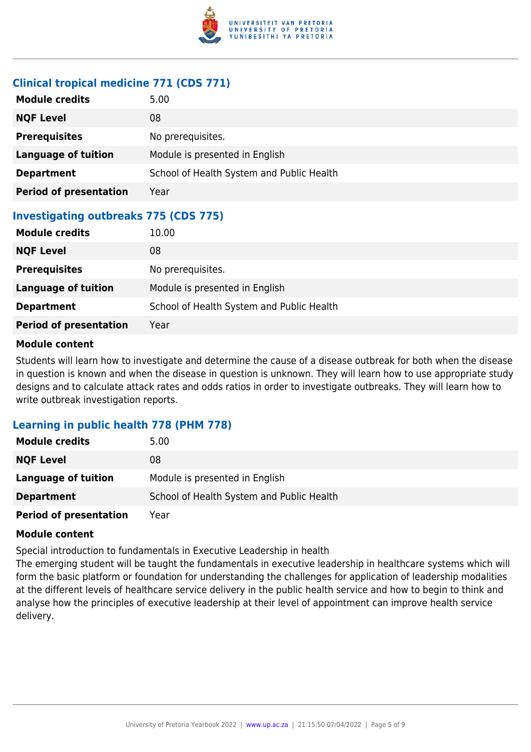### Clinical tropical medicine 771 (CDS 771)

| | |
|---|---|
| **Module credits** | 5.00 |
| **NQF Level** | 08 |
| **Prerequisites** | No prerequisites. |
| **Language of tuition** | Module is presented in English |
| **Department** | School of Health System and Public Health |
| **Period of presentation** | Year |

### Investigating outbreaks 775 (CDS 775)

| | |
|---|---|
| **Module credits** | 10.00 |
| **NQF Level** | 08 |
| **Prerequisites** | No prerequisites. |
| **Language of tuition** | Module is presented in English |
| **Department** | School of Health System and Public Health |
| **Period of presentation** | Year |

**Module content**

Students will learn how to investigate and determine the cause of a disease outbreak for both when the disease in question is known and when the disease in question is unknown. They will learn how to use appropriate study designs and to calculate attack rates and odds ratios in order to investigate outbreaks. They will learn how to write outbreak investigation reports.

### Learning in public health 778 (PHM 778)

| | |
|---|---|
| **Module credits** | 5.00 |
| **NQF Level** | 08 |
| **Language of tuition** | Module is presented in English |
| **Department** | School of Health System and Public Health |
| **Period of presentation** | Year |

**Module content**

Special introduction to fundamentals in Executive Leadership in health

The emerging student will be taught the fundamentals in executive leadership in healthcare systems which will form the basic platform or foundation for understanding the challenges for application of leadership modalities at the different levels of healthcare service delivery in the public health service and how to begin to think and analyse how the principles of executive leadership at their level of appointment can improve health service delivery.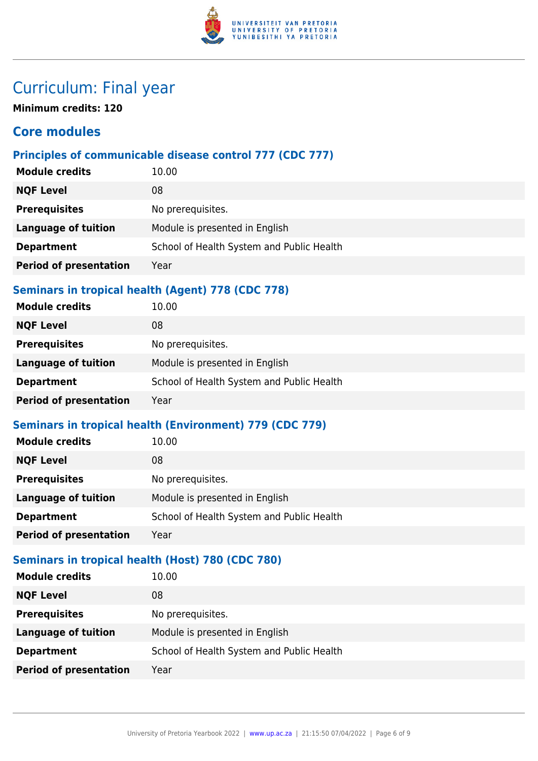# Curriculum: Final year

**Minimum credits: 120**

## Core modules

### Principles of communicable disease control 777 (CDC 777)

| | |
|---|---|
| **Module credits** | 10.00 |
| **NQF Level** | 08 |
| **Prerequisites** | No prerequisites. |
| **Language of tuition** | Module is presented in English |
| **Department** | School of Health System and Public Health |
| **Period of presentation** | Year |

### Seminars in tropical health (Agent) 778 (CDC 778)

| | |
|---|---|
| **Module credits** | 10.00 |
| **NQF Level** | 08 |
| **Prerequisites** | No prerequisites. |
| **Language of tuition** | Module is presented in English |
| **Department** | School of Health System and Public Health |
| **Period of presentation** | Year |

### Seminars in tropical health (Environment) 779 (CDC 779)

| | |
|---|---|
| **Module credits** | 10.00 |
| **NQF Level** | 08 |
| **Prerequisites** | No prerequisites. |
| **Language of tuition** | Module is presented in English |
| **Department** | School of Health System and Public Health |
| **Period of presentation** | Year |

### Seminars in tropical health (Host) 780 (CDC 780)

| | |
|---|---|
| **Module credits** | 10.00 |
| **NQF Level** | 08 |
| **Prerequisites** | No prerequisites. |
| **Language of tuition** | Module is presented in English |
| **Department** | School of Health System and Public Health |
| **Period of presentation** | Year |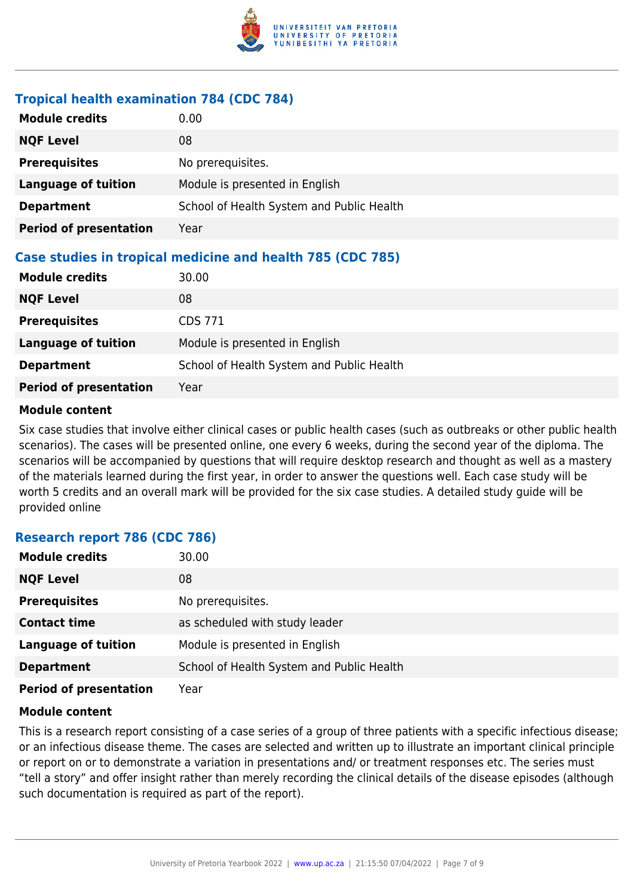### Tropical health examination 784 (CDC 784)

| | |
|---|---|
| **Module credits** | 0.00 |
| **NQF Level** | 08 |
| **Prerequisites** | No prerequisites. |
| **Language of tuition** | Module is presented in English |
| **Department** | School of Health System and Public Health |
| **Period of presentation** | Year |

### Case studies in tropical medicine and health 785 (CDC 785)

| | |
|---|---|
| **Module credits** | 30.00 |
| **NQF Level** | 08 |
| **Prerequisites** | CDS 771 |
| **Language of tuition** | Module is presented in English |
| **Department** | School of Health System and Public Health |
| **Period of presentation** | Year |

**Module content**

Six case studies that involve either clinical cases or public health cases (such as outbreaks or other public health scenarios). The cases will be presented online, one every 6 weeks, during the second year of the diploma. The scenarios will be accompanied by questions that will require desktop research and thought as well as a mastery of the materials learned during the first year, in order to answer the questions well. Each case study will be worth 5 credits and an overall mark will be provided for the six case studies. A detailed study guide will be provided online

### Research report 786 (CDC 786)

| | |
|---|---|
| **Module credits** | 30.00 |
| **NQF Level** | 08 |
| **Prerequisites** | No prerequisites. |
| **Contact time** | as scheduled with study leader |
| **Language of tuition** | Module is presented in English |
| **Department** | School of Health System and Public Health |
| **Period of presentation** | Year |

**Module content**

This is a research report consisting of a case series of a group of three patients with a specific infectious disease; or an infectious disease theme. The cases are selected and written up to illustrate an important clinical principle or report on or to demonstrate a variation in presentations and/ or treatment responses etc. The series must "tell a story" and offer insight rather than merely recording the clinical details of the disease episodes (although such documentation is required as part of the report).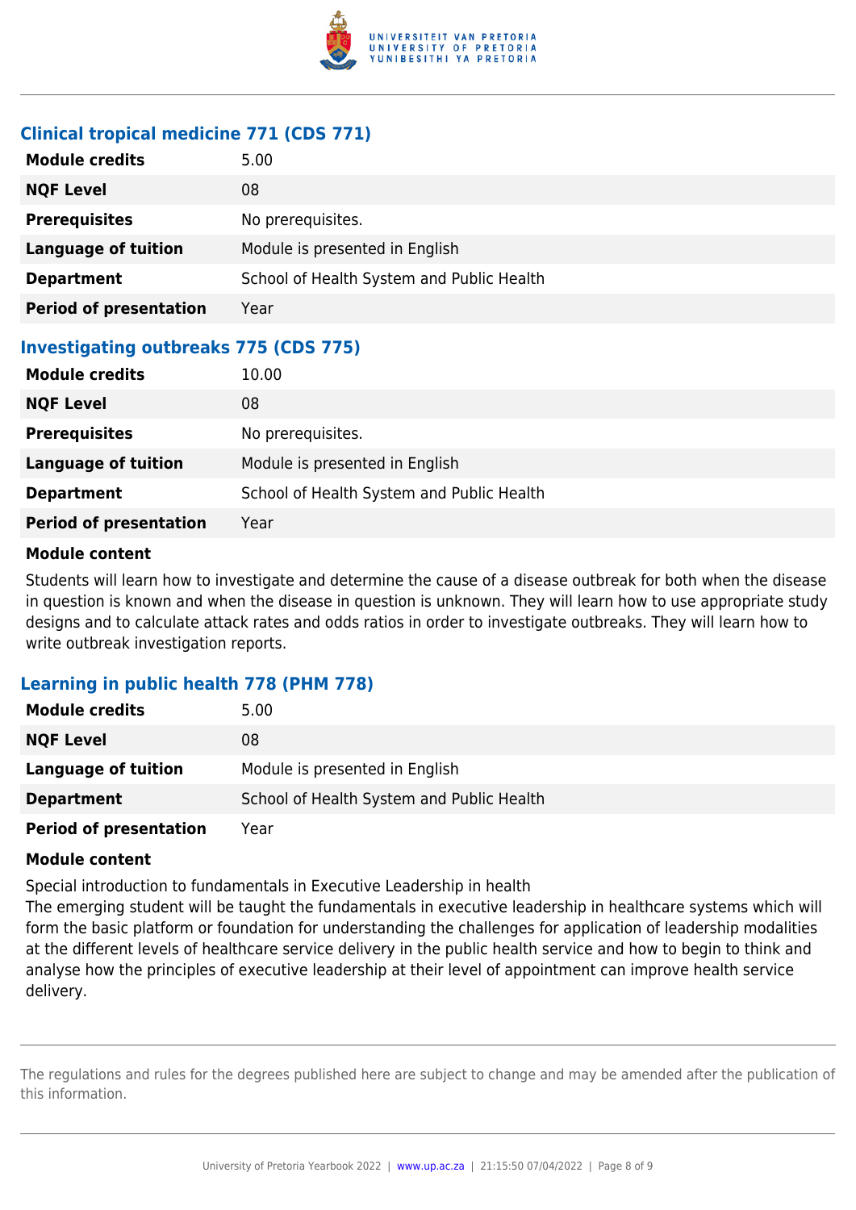### Clinical tropical medicine 771 (CDS 771)

| | |
|---|---|
| **Module credits** | 5.00 |
| **NQF Level** | 08 |
| **Prerequisites** | No prerequisites. |
| **Language of tuition** | Module is presented in English |
| **Department** | School of Health System and Public Health |
| **Period of presentation** | Year |

### Investigating outbreaks 775 (CDS 775)

| | |
|---|---|
| **Module credits** | 10.00 |
| **NQF Level** | 08 |
| **Prerequisites** | No prerequisites. |
| **Language of tuition** | Module is presented in English |
| **Department** | School of Health System and Public Health |
| **Period of presentation** | Year |

**Module content**

Students will learn how to investigate and determine the cause of a disease outbreak for both when the disease in question is known and when the disease in question is unknown. They will learn how to use appropriate study designs and to calculate attack rates and odds ratios in order to investigate outbreaks. They will learn how to write outbreak investigation reports.

### Learning in public health 778 (PHM 778)

| | |
|---|---|
| **Module credits** | 5.00 |
| **NQF Level** | 08 |
| **Language of tuition** | Module is presented in English |
| **Department** | School of Health System and Public Health |
| **Period of presentation** | Year |

**Module content**

Special introduction to fundamentals in Executive Leadership in health
The emerging student will be taught the fundamentals in executive leadership in healthcare systems which will form the basic platform or foundation for understanding the challenges for application of leadership modalities at the different levels of healthcare service delivery in the public health service and how to begin to think and analyse how the principles of executive leadership at their level of appointment can improve health service delivery.

The regulations and rules for the degrees published here are subject to change and may be amended after the publication of this information.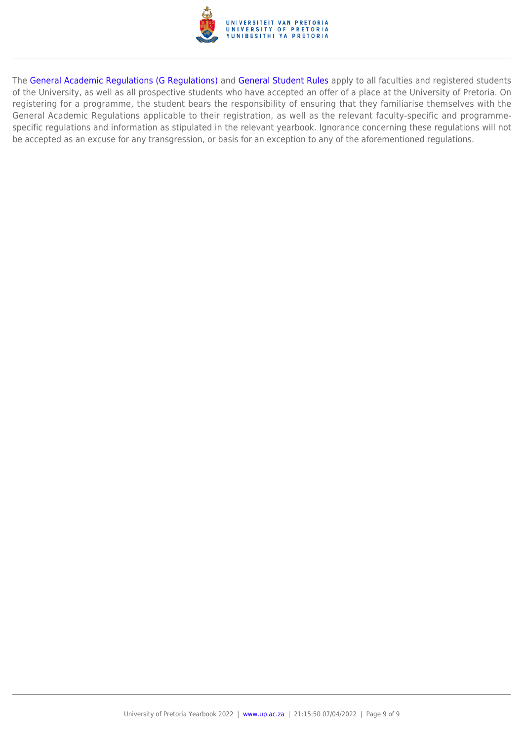The General Academic Regulations (G Regulations) and General Student Rules apply to all faculties and registered students of the University, as well as all prospective students who have accepted an offer of a place at the University of Pretoria. On registering for a programme, the student bears the responsibility of ensuring that they familiarise themselves with the General Academic Regulations applicable to their registration, as well as the relevant faculty-specific and programme-specific regulations and information as stipulated in the relevant yearbook. Ignorance concerning these regulations will not be accepted as an excuse for any transgression, or basis for an exception to any of the aforementioned regulations.